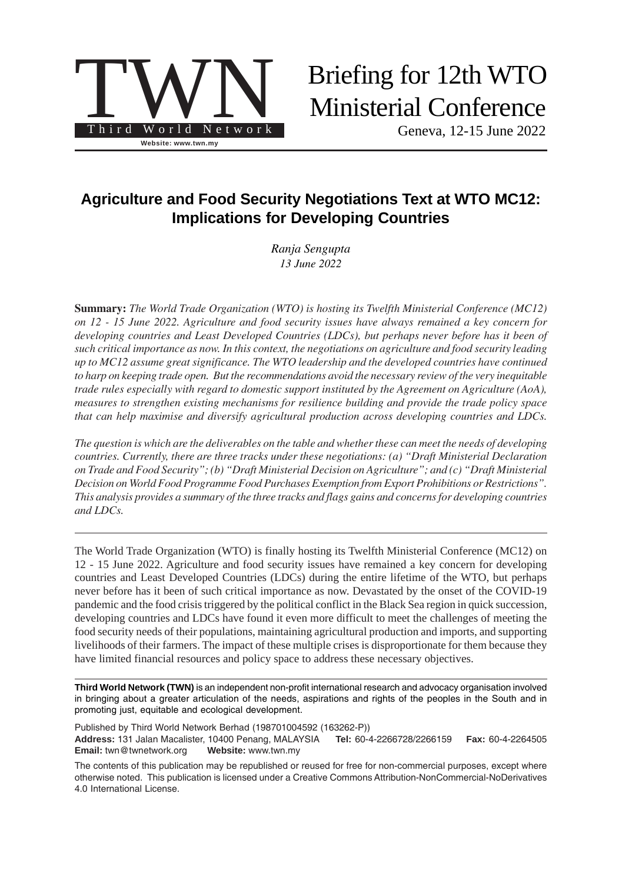TWN

Third World Network

Website: www.twn.my

Briefing for 12th WTO Ministerial Conference

Geneva, 12-15 June 2022

# Agriculture and Food Security Negotiations Text at WTO MC12: Implications for Developing Countries

*Ranja Sengupta*
*13 June 2022*

**Summary:** *The World Trade Organization (WTO) is hosting its Twelfth Ministerial Conference (MC12) on 12 - 15 June 2022. Agriculture and food security issues have always remained a key concern for developing countries and Least Developed Countries (LDCs), but perhaps never before has it been of such critical importance as now. In this context, the negotiations on agriculture and food security leading up to MC12 assume great significance. The WTO leadership and the developed countries have continued to harp on keeping trade open. But the recommendations avoid the necessary review of the very inequitable trade rules especially with regard to domestic support instituted by the Agreement on Agriculture (AoA), measures to strengthen existing mechanisms for resilience building and provide the trade policy space that can help maximise and diversify agricultural production across developing countries and LDCs.*

*The question is which are the deliverables on the table and whether these can meet the needs of developing countries. Currently, there are three tracks under these negotiations: (a) "Draft Ministerial Declaration on Trade and Food Security"; (b) "Draft Ministerial Decision on Agriculture"; and (c) "Draft Ministerial Decision on World Food Programme Food Purchases Exemption from Export Prohibitions or Restrictions". This analysis provides a summary of the three tracks and flags gains and concerns for developing countries and LDCs.*

---

The World Trade Organization (WTO) is finally hosting its Twelfth Ministerial Conference (MC12) on 12 - 15 June 2022. Agriculture and food security issues have remained a key concern for developing countries and Least Developed Countries (LDCs) during the entire lifetime of the WTO, but perhaps never before has it been of such critical importance as now. Devastated by the onset of the COVID-19 pandemic and the food crisis triggered by the political conflict in the Black Sea region in quick succession, developing countries and LDCs have found it even more difficult to meet the challenges of meeting the food security needs of their populations, maintaining agricultural production and imports, and supporting livelihoods of their farmers. The impact of these multiple crises is disproportionate for them because they have limited financial resources and policy space to address these necessary objectives.

---

**Third World Network (TWN)** is an independent non-profit international research and advocacy organisation involved in bringing about a greater articulation of the needs, aspirations and rights of the peoples in the South and in promoting just, equitable and ecological development.

Published by Third World Network Berhad (198701004592 (163262-P))
**Address:** 131 Jalan Macalister, 10400 Penang, MALAYSIA **Tel:** 60-4-2266728/2266159 **Fax:** 60-4-2264505
**Email:** twn@twnetwork.org **Website:** www.twn.my

The contents of this publication may be republished or reused for free for non-commercial purposes, except where otherwise noted. This publication is licensed under a Creative Commons Attribution-NonCommercial-NoDerivatives 4.0 International License.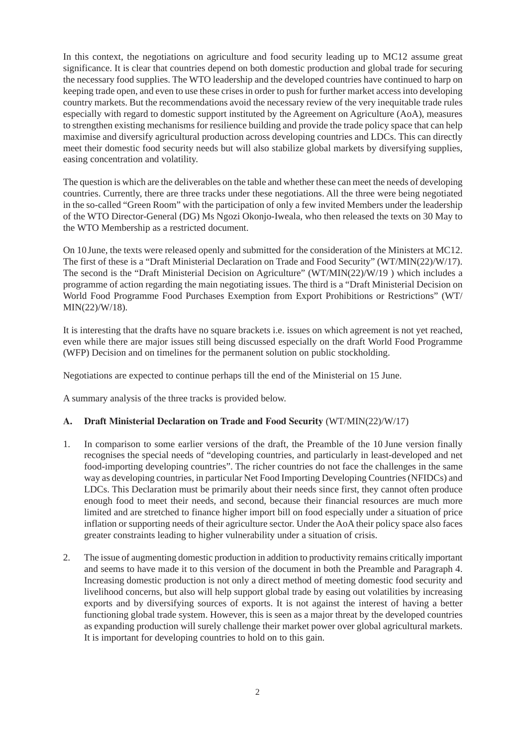In this context, the negotiations on agriculture and food security leading up to MC12 assume great significance. It is clear that countries depend on both domestic production and global trade for securing the necessary food supplies. The WTO leadership and the developed countries have continued to harp on keeping trade open, and even to use these crises in order to push for further market access into developing country markets. But the recommendations avoid the necessary review of the very inequitable trade rules especially with regard to domestic support instituted by the Agreement on Agriculture (AoA), measures to strengthen existing mechanisms for resilience building and provide the trade policy space that can help maximise and diversify agricultural production across developing countries and LDCs. This can directly meet their domestic food security needs but will also stabilize global markets by diversifying supplies, easing concentration and volatility.

The question is which are the deliverables on the table and whether these can meet the needs of developing countries. Currently, there are three tracks under these negotiations. All the three were being negotiated in the so-called "Green Room" with the participation of only a few invited Members under the leadership of the WTO Director-General (DG) Ms Ngozi Okonjo-Iweala, who then released the texts on 30 May to the WTO Membership as a restricted document.

On 10 June, the texts were released openly and submitted for the consideration of the Ministers at MC12. The first of these is a "Draft Ministerial Declaration on Trade and Food Security" (WT/MIN(22)/W/17). The second is the "Draft Ministerial Decision on Agriculture" (WT/MIN(22)/W/19 ) which includes a programme of action regarding the main negotiating issues. The third is a "Draft Ministerial Decision on World Food Programme Food Purchases Exemption from Export Prohibitions or Restrictions" (WT/MIN(22)/W/18).

It is interesting that the drafts have no square brackets i.e. issues on which agreement is not yet reached, even while there are major issues still being discussed especially on the draft World Food Programme (WFP) Decision and on timelines for the permanent solution on public stockholding.

Negotiations are expected to continue perhaps till the end of the Ministerial on 15 June.

A summary analysis of the three tracks is provided below.

**A. Draft Ministerial Declaration on Trade and Food Security** (WT/MIN(22)/W/17)

1. In comparison to some earlier versions of the draft, the Preamble of the 10 June version finally recognises the special needs of "developing countries, and particularly in least-developed and net food-importing developing countries". The richer countries do not face the challenges in the same way as developing countries, in particular Net Food Importing Developing Countries (NFIDCs) and LDCs. This Declaration must be primarily about their needs since first, they cannot often produce enough food to meet their needs, and second, because their financial resources are much more limited and are stretched to finance higher import bill on food especially under a situation of price inflation or supporting needs of their agriculture sector. Under the AoA their policy space also faces greater constraints leading to higher vulnerability under a situation of crisis.

2. The issue of augmenting domestic production in addition to productivity remains critically important and seems to have made it to this version of the document in both the Preamble and Paragraph 4. Increasing domestic production is not only a direct method of meeting domestic food security and livelihood concerns, but also will help support global trade by easing out volatilities by increasing exports and by diversifying sources of exports. It is not against the interest of having a better functioning global trade system. However, this is seen as a major threat by the developed countries as expanding production will surely challenge their market power over global agricultural markets. It is important for developing countries to hold on to this gain.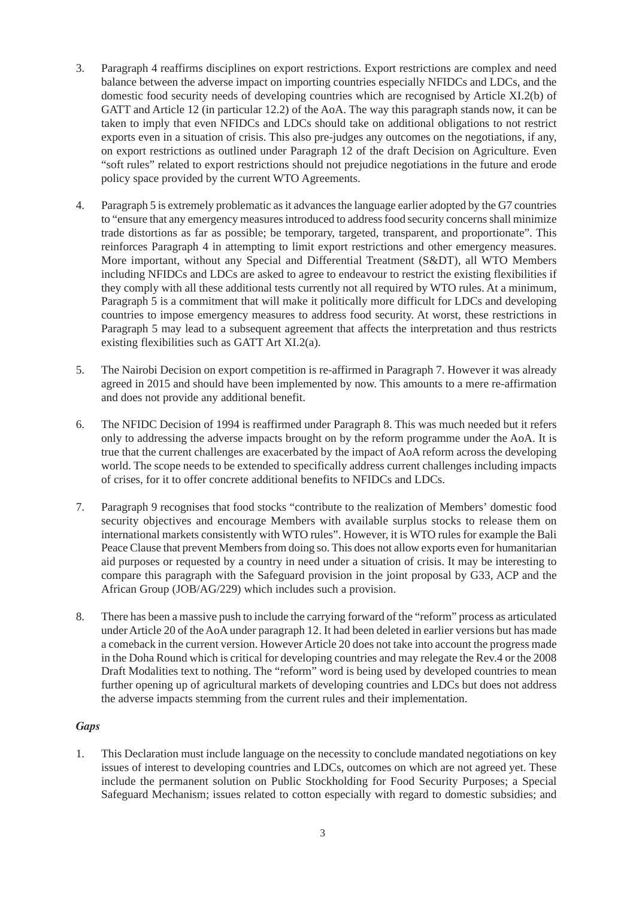3. Paragraph 4 reaffirms disciplines on export restrictions. Export restrictions are complex and need balance between the adverse impact on importing countries especially NFIDCs and LDCs, and the domestic food security needs of developing countries which are recognised by Article XI.2(b) of GATT and Article 12 (in particular 12.2) of the AoA. The way this paragraph stands now, it can be taken to imply that even NFIDCs and LDCs should take on additional obligations to not restrict exports even in a situation of crisis. This also pre-judges any outcomes on the negotiations, if any, on export restrictions as outlined under Paragraph 12 of the draft Decision on Agriculture. Even "soft rules" related to export restrictions should not prejudice negotiations in the future and erode policy space provided by the current WTO Agreements.

4. Paragraph 5 is extremely problematic as it advances the language earlier adopted by the G7 countries to "ensure that any emergency measures introduced to address food security concerns shall minimize trade distortions as far as possible; be temporary, targeted, transparent, and proportionate". This reinforces Paragraph 4 in attempting to limit export restrictions and other emergency measures. More important, without any Special and Differential Treatment (S&DT), all WTO Members including NFIDCs and LDCs are asked to agree to endeavour to restrict the existing flexibilities if they comply with all these additional tests currently not all required by WTO rules. At a minimum, Paragraph 5 is a commitment that will make it politically more difficult for LDCs and developing countries to impose emergency measures to address food security. At worst, these restrictions in Paragraph 5 may lead to a subsequent agreement that affects the interpretation and thus restricts existing flexibilities such as GATT Art XI.2(a).

5. The Nairobi Decision on export competition is re-affirmed in Paragraph 7. However it was already agreed in 2015 and should have been implemented by now. This amounts to a mere re-affirmation and does not provide any additional benefit.

6. The NFIDC Decision of 1994 is reaffirmed under Paragraph 8. This was much needed but it refers only to addressing the adverse impacts brought on by the reform programme under the AoA. It is true that the current challenges are exacerbated by the impact of AoA reform across the developing world. The scope needs to be extended to specifically address current challenges including impacts of crises, for it to offer concrete additional benefits to NFIDCs and LDCs.

7. Paragraph 9 recognises that food stocks "contribute to the realization of Members' domestic food security objectives and encourage Members with available surplus stocks to release them on international markets consistently with WTO rules". However, it is WTO rules for example the Bali Peace Clause that prevent Members from doing so. This does not allow exports even for humanitarian aid purposes or requested by a country in need under a situation of crisis. It may be interesting to compare this paragraph with the Safeguard provision in the joint proposal by G33, ACP and the African Group (JOB/AG/229) which includes such a provision.

8. There has been a massive push to include the carrying forward of the "reform" process as articulated under Article 20 of the AoA under paragraph 12. It had been deleted in earlier versions but has made a comeback in the current version. However Article 20 does not take into account the progress made in the Doha Round which is critical for developing countries and may relegate the Rev.4 or the 2008 Draft Modalities text to nothing. The "reform" word is being used by developed countries to mean further opening up of agricultural markets of developing countries and LDCs but does not address the adverse impacts stemming from the current rules and their implementation.

***Gaps***

1. This Declaration must include language on the necessity to conclude mandated negotiations on key issues of interest to developing countries and LDCs, outcomes on which are not agreed yet. These include the permanent solution on Public Stockholding for Food Security Purposes; a Special Safeguard Mechanism; issues related to cotton especially with regard to domestic subsidies; and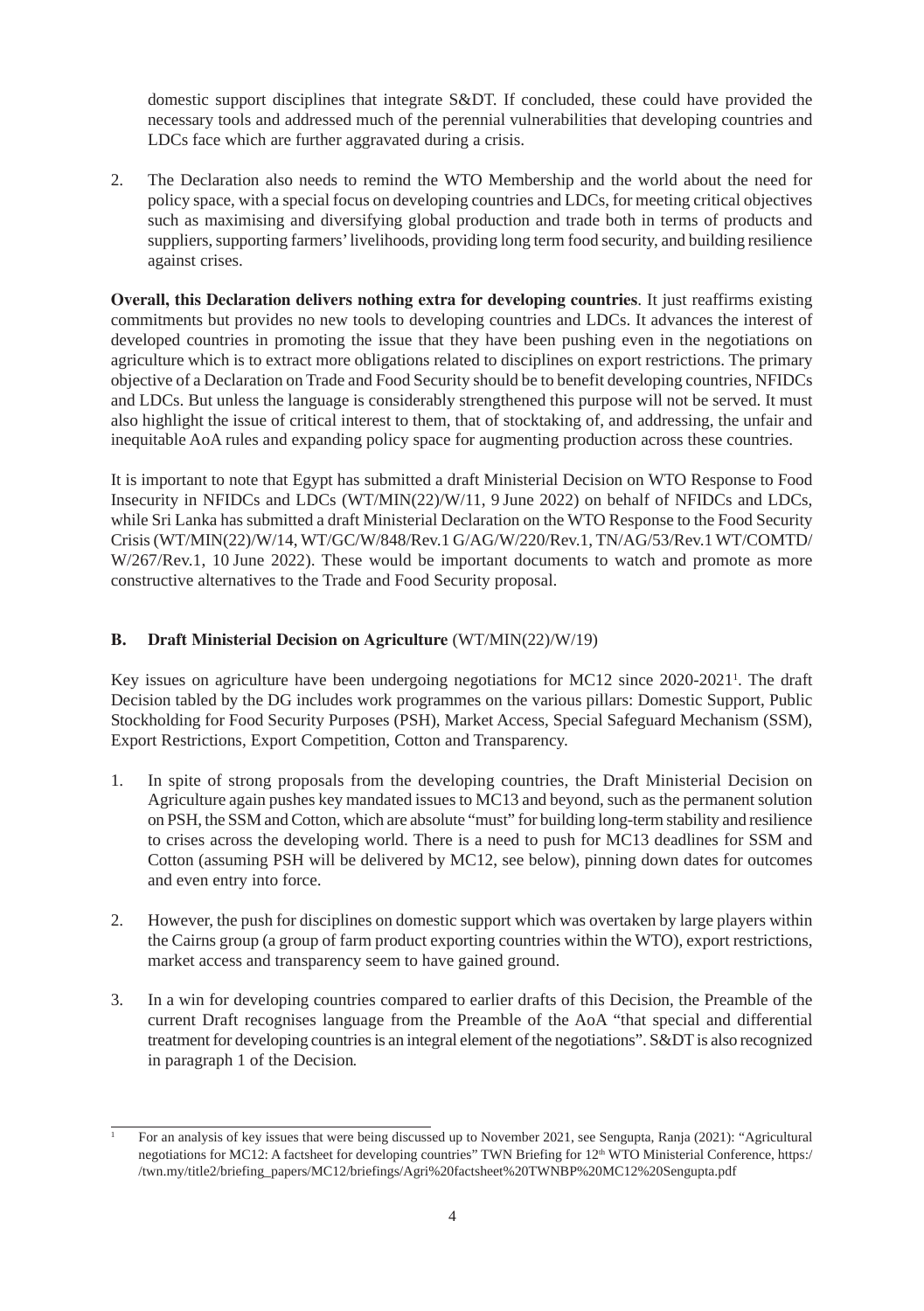domestic support disciplines that integrate S&DT. If concluded, these could have provided the necessary tools and addressed much of the perennial vulnerabilities that developing countries and LDCs face which are further aggravated during a crisis.

2. The Declaration also needs to remind the WTO Membership and the world about the need for policy space, with a special focus on developing countries and LDCs, for meeting critical objectives such as maximising and diversifying global production and trade both in terms of products and suppliers, supporting farmers' livelihoods, providing long term food security, and building resilience against crises.

**Overall, this Declaration delivers nothing extra for developing countries**. It just reaffirms existing commitments but provides no new tools to developing countries and LDCs. It advances the interest of developed countries in promoting the issue that they have been pushing even in the negotiations on agriculture which is to extract more obligations related to disciplines on export restrictions. The primary objective of a Declaration on Trade and Food Security should be to benefit developing countries, NFIDCs and LDCs. But unless the language is considerably strengthened this purpose will not be served. It must also highlight the issue of critical interest to them, that of stocktaking of, and addressing, the unfair and inequitable AoA rules and expanding policy space for augmenting production across these countries.

It is important to note that Egypt has submitted a draft Ministerial Decision on WTO Response to Food Insecurity in NFIDCs and LDCs (WT/MIN(22)/W/11, 9 June 2022) on behalf of NFIDCs and LDCs, while Sri Lanka has submitted a draft Ministerial Declaration on the WTO Response to the Food Security Crisis (WT/MIN(22)/W/14, WT/GC/W/848/Rev.1 G/AG/W/220/Rev.1, TN/AG/53/Rev.1 WT/COMTD/W/267/Rev.1, 10 June 2022). These would be important documents to watch and promote as more constructive alternatives to the Trade and Food Security proposal.

### B. Draft Ministerial Decision on Agriculture (WT/MIN(22)/W/19)

Key issues on agriculture have been undergoing negotiations for MC12 since 2020-2021[1]. The draft Decision tabled by the DG includes work programmes on the various pillars: Domestic Support, Public Stockholding for Food Security Purposes (PSH), Market Access, Special Safeguard Mechanism (SSM), Export Restrictions, Export Competition, Cotton and Transparency.

1. In spite of strong proposals from the developing countries, the Draft Ministerial Decision on Agriculture again pushes key mandated issues to MC13 and beyond, such as the permanent solution on PSH, the SSM and Cotton, which are absolute "must" for building long-term stability and resilience to crises across the developing world. There is a need to push for MC13 deadlines for SSM and Cotton (assuming PSH will be delivered by MC12, see below), pinning down dates for outcomes and even entry into force.

2. However, the push for disciplines on domestic support which was overtaken by large players within the Cairns group (a group of farm product exporting countries within the WTO), export restrictions, market access and transparency seem to have gained ground.

3. In a win for developing countries compared to earlier drafts of this Decision, the Preamble of the current Draft recognises language from the Preamble of the AoA "that special and differential treatment for developing countries is an integral element of the negotiations". S&DT is also recognized in paragraph 1 of the Decision.

---

[1] For an analysis of key issues that were being discussed up to November 2021, see Sengupta, Ranja (2021): "Agricultural negotiations for MC12: A factsheet for developing countries" TWN Briefing for 12th WTO Ministerial Conference, https://twn.my/title2/briefing_papers/MC12/briefings/Agri%20factsheet%20TWNBP%20MC12%20Sengupta.pdf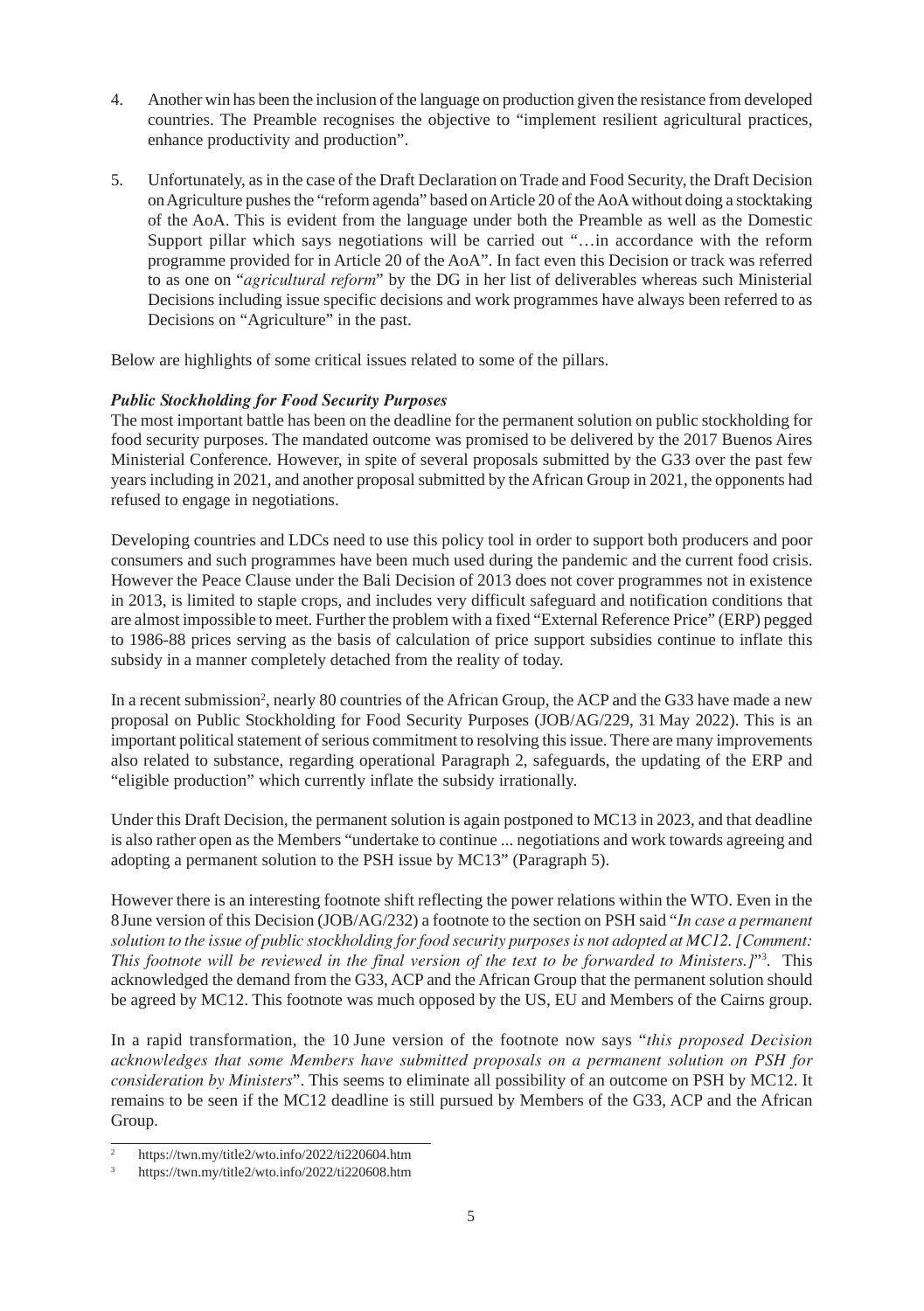4. Another win has been the inclusion of the language on production given the resistance from developed countries. The Preamble recognises the objective to "implement resilient agricultural practices, enhance productivity and production".

5. Unfortunately, as in the case of the Draft Declaration on Trade and Food Security, the Draft Decision on Agriculture pushes the "reform agenda" based on Article 20 of the AoA without doing a stocktaking of the AoA. This is evident from the language under both the Preamble as well as the Domestic Support pillar which says negotiations will be carried out "…in accordance with the reform programme provided for in Article 20 of the AoA". In fact even this Decision or track was referred to as one on "*agricultural reform*" by the DG in her list of deliverables whereas such Ministerial Decisions including issue specific decisions and work programmes have always been referred to as Decisions on "Agriculture" in the past.

Below are highlights of some critical issues related to some of the pillars.

***Public Stockholding for Food Security Purposes***

The most important battle has been on the deadline for the permanent solution on public stockholding for food security purposes. The mandated outcome was promised to be delivered by the 2017 Buenos Aires Ministerial Conference. However, in spite of several proposals submitted by the G33 over the past few years including in 2021, and another proposal submitted by the African Group in 2021, the opponents had refused to engage in negotiations.

Developing countries and LDCs need to use this policy tool in order to support both producers and poor consumers and such programmes have been much used during the pandemic and the current food crisis. However the Peace Clause under the Bali Decision of 2013 does not cover programmes not in existence in 2013, is limited to staple crops, and includes very difficult safeguard and notification conditions that are almost impossible to meet. Further the problem with a fixed "External Reference Price" (ERP) pegged to 1986-88 prices serving as the basis of calculation of price support subsidies continue to inflate this subsidy in a manner completely detached from the reality of today.

In a recent submission[2], nearly 80 countries of the African Group, the ACP and the G33 have made a new proposal on Public Stockholding for Food Security Purposes (JOB/AG/229, 31 May 2022). This is an important political statement of serious commitment to resolving this issue. There are many improvements also related to substance, regarding operational Paragraph 2, safeguards, the updating of the ERP and "eligible production" which currently inflate the subsidy irrationally.

Under this Draft Decision, the permanent solution is again postponed to MC13 in 2023, and that deadline is also rather open as the Members "undertake to continue ... negotiations and work towards agreeing and adopting a permanent solution to the PSH issue by MC13" (Paragraph 5).

However there is an interesting footnote shift reflecting the power relations within the WTO. Even in the 8 June version of this Decision (JOB/AG/232) a footnote to the section on PSH said "*In case a permanent solution to the issue of public stockholding for food security purposes is not adopted at MC12. [Comment: This footnote will be reviewed in the final version of the text to be forwarded to Ministers.]*"[3]. This acknowledged the demand from the G33, ACP and the African Group that the permanent solution should be agreed by MC12. This footnote was much opposed by the US, EU and Members of the Cairns group.

In a rapid transformation, the 10 June version of the footnote now says "*this proposed Decision acknowledges that some Members have submitted proposals on a permanent solution on PSH for consideration by Ministers*". This seems to eliminate all possibility of an outcome on PSH by MC12. It remains to be seen if the MC12 deadline is still pursued by Members of the G33, ACP and the African Group.

---

[2] https://twn.my/title2/wto.info/2022/ti220604.htm

[3] https://twn.my/title2/wto.info/2022/ti220608.htm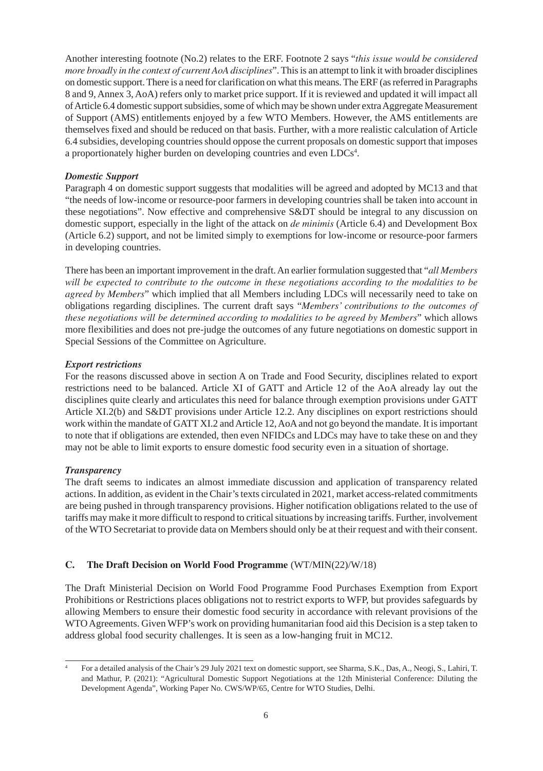Another interesting footnote (No.2) relates to the ERF. Footnote 2 says "*this issue would be considered more broadly in the context of current AoA disciplines*". This is an attempt to link it with broader disciplines on domestic support. There is a need for clarification on what this means. The ERF (as referred in Paragraphs 8 and 9, Annex 3, AoA) refers only to market price support. If it is reviewed and updated it will impact all of Article 6.4 domestic support subsidies, some of which may be shown under extra Aggregate Measurement of Support (AMS) entitlements enjoyed by a few WTO Members. However, the AMS entitlements are themselves fixed and should be reduced on that basis. Further, with a more realistic calculation of Article 6.4 subsidies, developing countries should oppose the current proposals on domestic support that imposes a proportionately higher burden on developing countries and even LDCs[4].

***Domestic Support***

Paragraph 4 on domestic support suggests that modalities will be agreed and adopted by MC13 and that "the needs of low-income or resource-poor farmers in developing countries shall be taken into account in these negotiations". Now effective and comprehensive S&DT should be integral to any discussion on domestic support, especially in the light of the attack on *de minimis* (Article 6.4) and Development Box (Article 6.2) support, and not be limited simply to exemptions for low-income or resource-poor farmers in developing countries.

There has been an important improvement in the draft. An earlier formulation suggested that "*all Members will be expected to contribute to the outcome in these negotiations according to the modalities to be agreed by Members*" which implied that all Members including LDCs will necessarily need to take on obligations regarding disciplines. The current draft says "*Members' contributions to the outcomes of these negotiations will be determined according to modalities to be agreed by Members*" which allows more flexibilities and does not pre-judge the outcomes of any future negotiations on domestic support in Special Sessions of the Committee on Agriculture.

***Export restrictions***

For the reasons discussed above in section A on Trade and Food Security, disciplines related to export restrictions need to be balanced. Article XI of GATT and Article 12 of the AoA already lay out the disciplines quite clearly and articulates this need for balance through exemption provisions under GATT Article XI.2(b) and S&DT provisions under Article 12.2. Any disciplines on export restrictions should work within the mandate of GATT XI.2 and Article 12, AoA and not go beyond the mandate. It is important to note that if obligations are extended, then even NFIDCs and LDCs may have to take these on and they may not be able to limit exports to ensure domestic food security even in a situation of shortage.

***Transparency***

The draft seems to indicates an almost immediate discussion and application of transparency related actions. In addition, as evident in the Chair's texts circulated in 2021, market access-related commitments are being pushed in through transparency provisions. Higher notification obligations related to the use of tariffs may make it more difficult to respond to critical situations by increasing tariffs. Further, involvement of the WTO Secretariat to provide data on Members should only be at their request and with their consent.

## C. The Draft Decision on World Food Programme (WT/MIN(22)/W/18)

The Draft Ministerial Decision on World Food Programme Food Purchases Exemption from Export Prohibitions or Restrictions places obligations not to restrict exports to WFP, but provides safeguards by allowing Members to ensure their domestic food security in accordance with relevant provisions of the WTO Agreements. Given WFP's work on providing humanitarian food aid this Decision is a step taken to address global food security challenges. It is seen as a low-hanging fruit in MC12.

---

[4] For a detailed analysis of the Chair's 29 July 2021 text on domestic support, see Sharma, S.K., Das, A., Neogi, S., Lahiri, T. and Mathur, P. (2021): "Agricultural Domestic Support Negotiations at the 12th Ministerial Conference: Diluting the Development Agenda", Working Paper No. CWS/WP/65, Centre for WTO Studies, Delhi.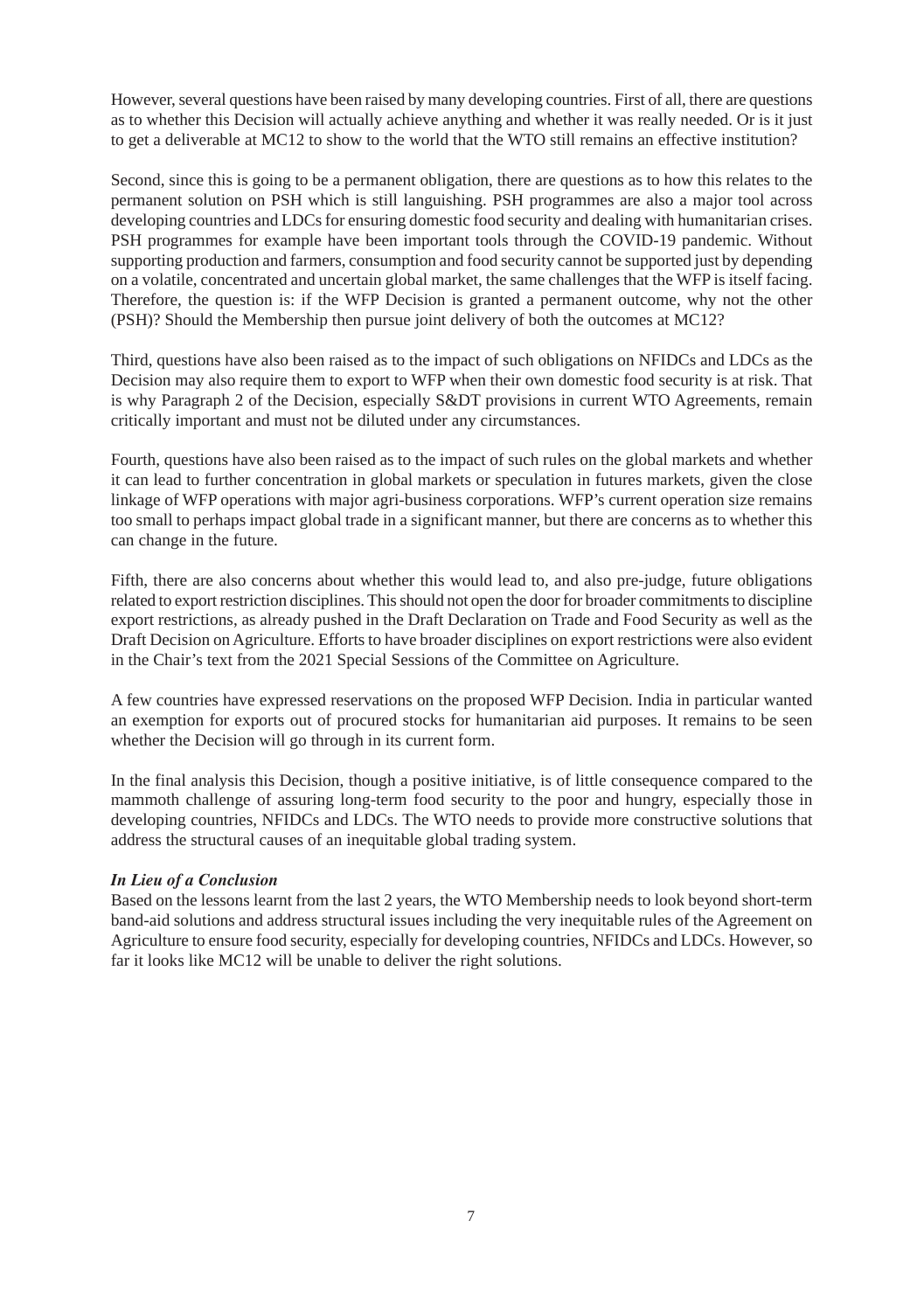However, several questions have been raised by many developing countries. First of all, there are questions as to whether this Decision will actually achieve anything and whether it was really needed. Or is it just to get a deliverable at MC12 to show to the world that the WTO still remains an effective institution?

Second, since this is going to be a permanent obligation, there are questions as to how this relates to the permanent solution on PSH which is still languishing. PSH programmes are also a major tool across developing countries and LDCs for ensuring domestic food security and dealing with humanitarian crises. PSH programmes for example have been important tools through the COVID-19 pandemic. Without supporting production and farmers, consumption and food security cannot be supported just by depending on a volatile, concentrated and uncertain global market, the same challenges that the WFP is itself facing. Therefore, the question is: if the WFP Decision is granted a permanent outcome, why not the other (PSH)? Should the Membership then pursue joint delivery of both the outcomes at MC12?

Third, questions have also been raised as to the impact of such obligations on NFIDCs and LDCs as the Decision may also require them to export to WFP when their own domestic food security is at risk. That is why Paragraph 2 of the Decision, especially S&DT provisions in current WTO Agreements, remain critically important and must not be diluted under any circumstances.

Fourth, questions have also been raised as to the impact of such rules on the global markets and whether it can lead to further concentration in global markets or speculation in futures markets, given the close linkage of WFP operations with major agri-business corporations. WFP's current operation size remains too small to perhaps impact global trade in a significant manner, but there are concerns as to whether this can change in the future.

Fifth, there are also concerns about whether this would lead to, and also pre-judge, future obligations related to export restriction disciplines. This should not open the door for broader commitments to discipline export restrictions, as already pushed in the Draft Declaration on Trade and Food Security as well as the Draft Decision on Agriculture. Efforts to have broader disciplines on export restrictions were also evident in the Chair's text from the 2021 Special Sessions of the Committee on Agriculture.

A few countries have expressed reservations on the proposed WFP Decision. India in particular wanted an exemption for exports out of procured stocks for humanitarian aid purposes. It remains to be seen whether the Decision will go through in its current form.

In the final analysis this Decision, though a positive initiative, is of little consequence compared to the mammoth challenge of assuring long-term food security to the poor and hungry, especially those in developing countries, NFIDCs and LDCs. The WTO needs to provide more constructive solutions that address the structural causes of an inequitable global trading system.

### *In Lieu of a Conclusion*

Based on the lessons learnt from the last 2 years, the WTO Membership needs to look beyond short-term band-aid solutions and address structural issues including the very inequitable rules of the Agreement on Agriculture to ensure food security, especially for developing countries, NFIDCs and LDCs. However, so far it looks like MC12 will be unable to deliver the right solutions.